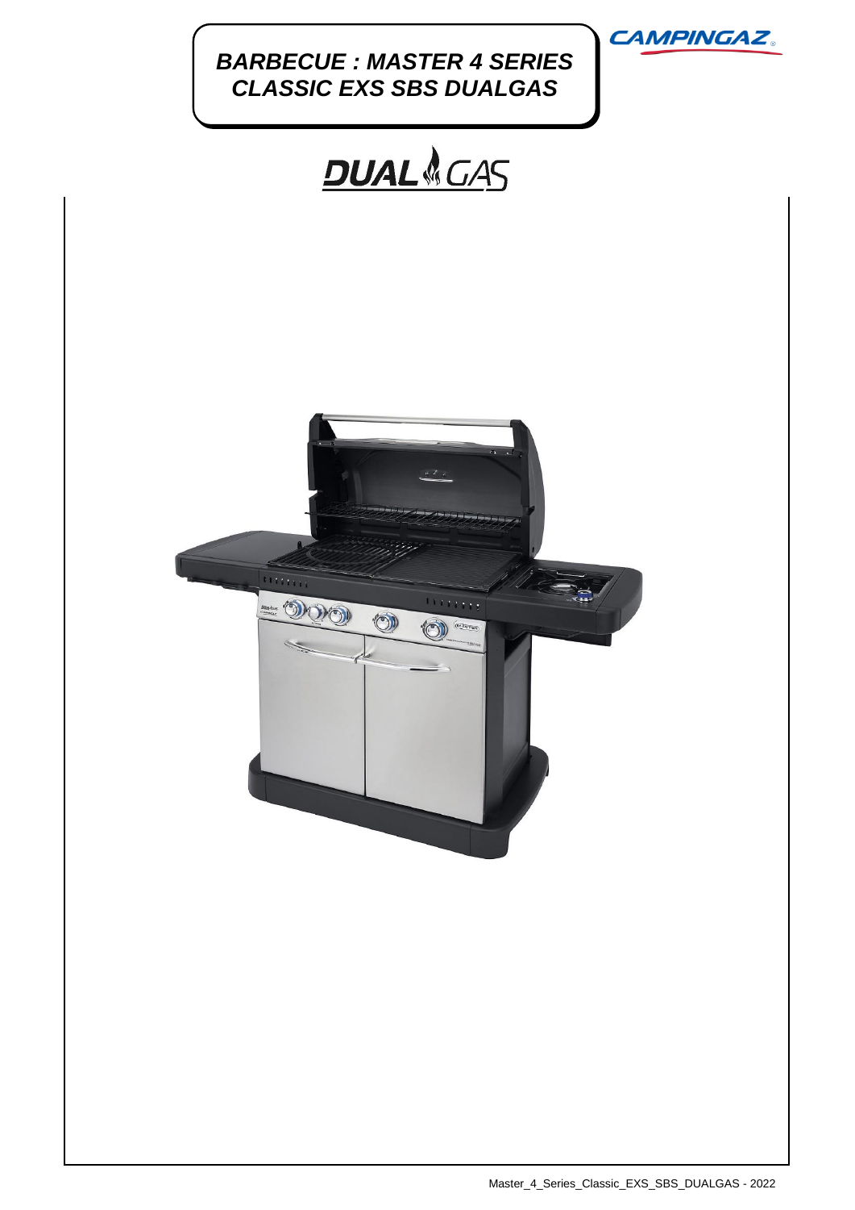# BARBECUE : MASTER 4 SERIES CLASSIC EXS SBS DUALGAS

CAMPINGAZ

DUAL GAS

Master_4_Series_Classic_EXS_SBS_DUALGAS - 2022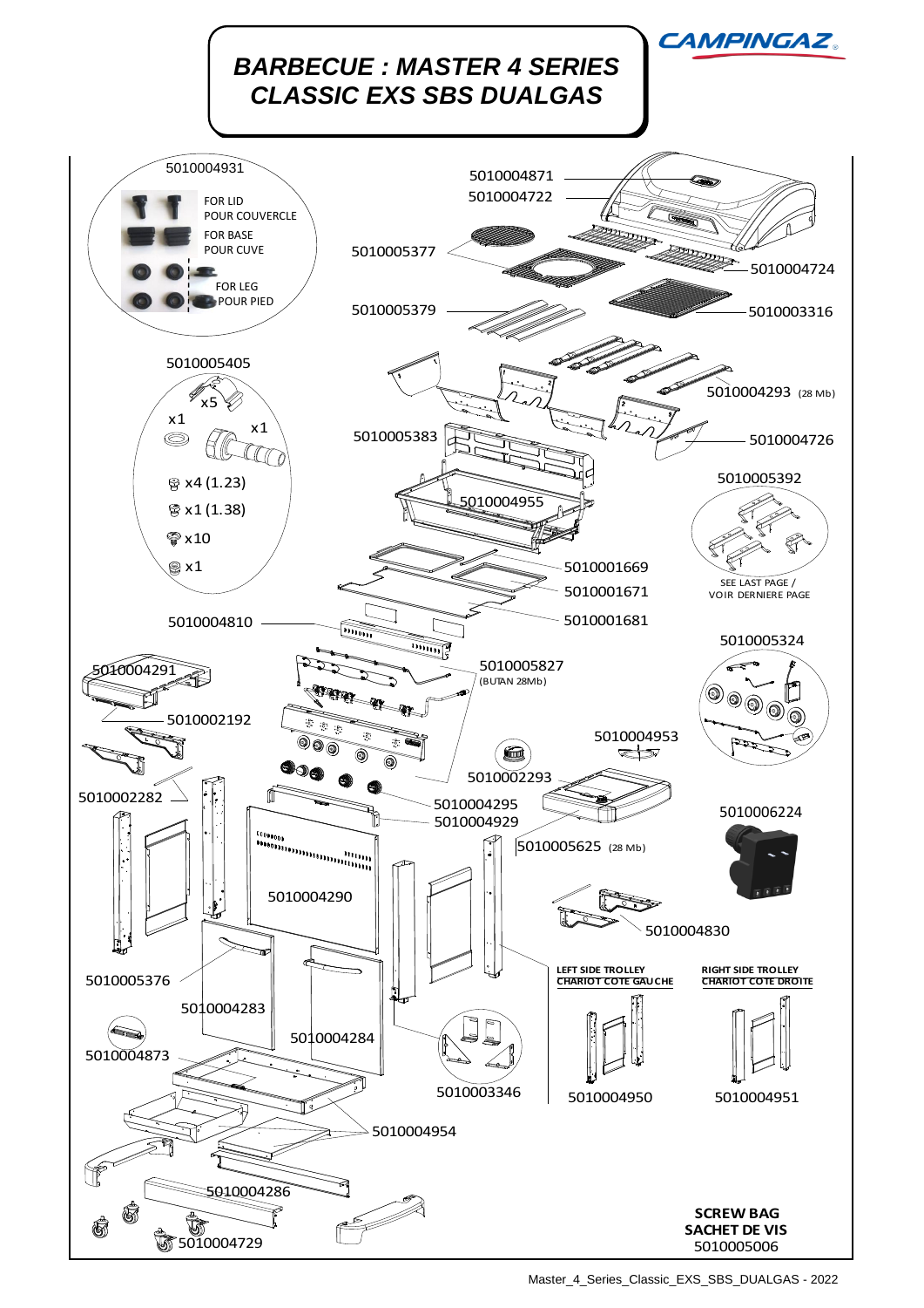# BARBECUE : MASTER 4 SERIES CLASSIC EXS SBS DUALGAS

CAMPINGAZ

5010004931

FOR LID
POUR COUVERCLE

FOR BASE
POUR CUVE

FOR LEG
POUR PIED

5010004871

5010004722

5010005377

5010004724

5010005379

5010003316

5010005405

x5

x1

x1

x4 (1.23)

x1 (1.38)

x10

x1

5010004293 (28 Mb)

5010005383

5010004726

5010005392

5010004955

SEE LAST PAGE /
VOIR DERNIERE PAGE

5010001669

5010001671

5010001681

5010004810

5010005324

5010004291

5010005827
(BUTAN 28Mb)

5010002192

5010004953

5010002293

5010002282

5010004295

5010004929

5010006224

5010005625 (28 Mb)

5010004290

5010004830

5010005376

LEFT SIDE TROLLEY
CHARIOT COTE GAUCHE

RIGHT SIDE TROLLEY
CHARIOT COTE DROITE

5010004283

5010004284

5010004873

5010003346

5010004950

5010004951

5010004954

5010004286

5010004729

**SCREW BAG**
**SACHET DE VIS**
5010005006

Master_4_Series_Classic_EXS_SBS_DUALGAS - 2022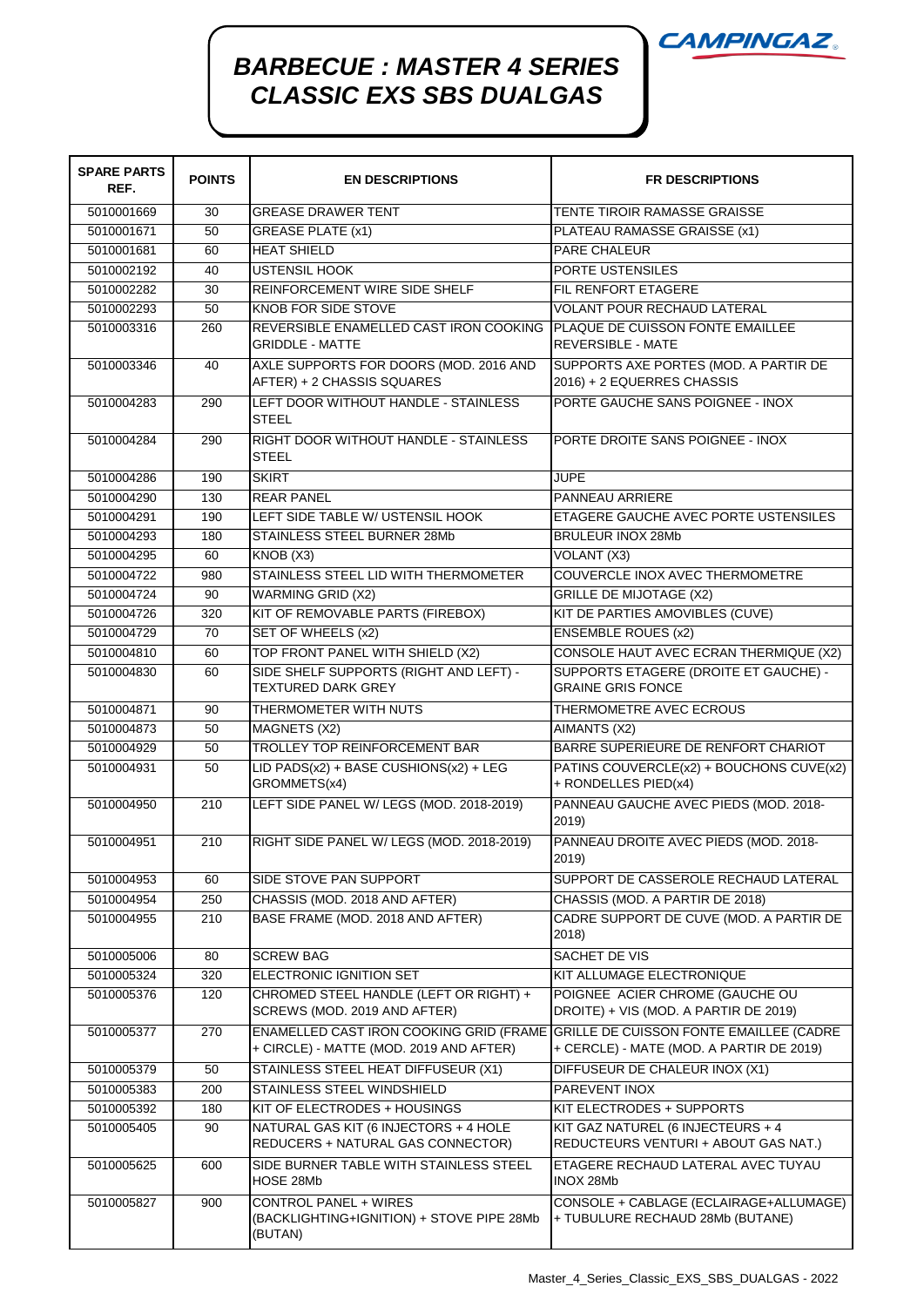# BARBECUE : MASTER 4 SERIES CLASSIC EXS SBS DUALGAS

CAMPINGAZ

| SPARE PARTS REF. | POINTS | EN DESCRIPTIONS | FR DESCRIPTIONS |
|---|---|---|---|
| 5010001669 | 30 | GREASE DRAWER TENT | TENTE TIROIR RAMASSE GRAISSE |
| 5010001671 | 50 | GREASE PLATE (x1) | PLATEAU RAMASSE GRAISSE (x1) |
| 5010001681 | 60 | HEAT SHIELD | PARE CHALEUR |
| 5010002192 | 40 | USTENSIL HOOK | PORTE USTENSILES |
| 5010002282 | 30 | REINFORCEMENT WIRE SIDE SHELF | FIL RENFORT ETAGERE |
| 5010002293 | 50 | KNOB FOR SIDE STOVE | VOLANT POUR RECHAUD LATERAL |
| 5010003316 | 260 | REVERSIBLE ENAMELLED CAST IRON COOKING GRIDDLE - MATTE | PLAQUE DE CUISSON FONTE EMAILLEE REVERSIBLE - MATE |
| 5010003346 | 40 | AXLE SUPPORTS FOR DOORS (MOD. 2016 AND AFTER) + 2 CHASSIS SQUARES | SUPPORTS AXE PORTES (MOD. A PARTIR DE 2016) + 2 EQUERRES CHASSIS |
| 5010004283 | 290 | LEFT DOOR WITHOUT HANDLE - STAINLESS STEEL | PORTE GAUCHE SANS POIGNEE - INOX |
| 5010004284 | 290 | RIGHT DOOR WITHOUT HANDLE - STAINLESS STEEL | PORTE DROITE SANS POIGNEE - INOX |
| 5010004286 | 190 | SKIRT | JUPE |
| 5010004290 | 130 | REAR PANEL | PANNEAU ARRIERE |
| 5010004291 | 190 | LEFT SIDE TABLE W/ USTENSIL HOOK | ETAGERE GAUCHE AVEC PORTE USTENSILES |
| 5010004293 | 180 | STAINLESS STEEL BURNER 28Mb | BRULEUR INOX 28Mb |
| 5010004295 | 60 | KNOB (X3) | VOLANT (X3) |
| 5010004722 | 980 | STAINLESS STEEL LID WITH THERMOMETER | COUVERCLE INOX AVEC THERMOMETRE |
| 5010004724 | 90 | WARMING GRID (X2) | GRILLE DE MIJOTAGE (X2) |
| 5010004726 | 320 | KIT OF REMOVABLE PARTS (FIREBOX) | KIT DE PARTIES AMOVIBLES (CUVE) |
| 5010004729 | 70 | SET OF WHEELS (x2) | ENSEMBLE ROUES (x2) |
| 5010004810 | 60 | TOP FRONT PANEL WITH SHIELD (X2) | CONSOLE HAUT AVEC ECRAN THERMIQUE (X2) |
| 5010004830 | 60 | SIDE SHELF SUPPORTS (RIGHT AND LEFT) - TEXTURED DARK GREY | SUPPORTS ETAGERE (DROITE ET GAUCHE) - GRAINE GRIS FONCE |
| 5010004871 | 90 | THERMOMETER WITH NUTS | THERMOMETRE AVEC ECROUS |
| 5010004873 | 50 | MAGNETS (X2) | AIMANTS (X2) |
| 5010004929 | 50 | TROLLEY TOP REINFORCEMENT BAR | BARRE SUPERIEURE DE RENFORT CHARIOT |
| 5010004931 | 50 | LID PADS(x2) + BASE CUSHIONS(x2) + LEG GROMMETS(x4) | PATINS COUVERCLE(x2) + BOUCHONS CUVE(x2) + RONDELLES PIED(x4) |
| 5010004950 | 210 | LEFT SIDE PANEL W/ LEGS (MOD. 2018-2019) | PANNEAU GAUCHE AVEC PIEDS (MOD. 2018-2019) |
| 5010004951 | 210 | RIGHT SIDE PANEL W/ LEGS (MOD. 2018-2019) | PANNEAU DROITE AVEC PIEDS (MOD. 2018-2019) |
| 5010004953 | 60 | SIDE STOVE PAN SUPPORT | SUPPORT DE CASSEROLE RECHAUD LATERAL |
| 5010004954 | 250 | CHASSIS (MOD. 2018 AND AFTER) | CHASSIS (MOD. A PARTIR DE 2018) |
| 5010004955 | 210 | BASE FRAME (MOD. 2018 AND AFTER) | CADRE SUPPORT DE CUVE (MOD. A PARTIR DE 2018) |
| 5010005006 | 80 | SCREW BAG | SACHET DE VIS |
| 5010005324 | 320 | ELECTRONIC IGNITION SET | KIT ALLUMAGE ELECTRONIQUE |
| 5010005376 | 120 | CHROMED STEEL HANDLE (LEFT OR RIGHT) + SCREWS (MOD. 2019 AND AFTER) | POIGNEE ACIER CHROME (GAUCHE OU DROITE) + VIS (MOD. A PARTIR DE 2019) |
| 5010005377 | 270 | ENAMELLED CAST IRON COOKING GRID (FRAME + CIRCLE) - MATTE (MOD. 2019 AND AFTER) | GRILLE DE CUISSON FONTE EMAILLEE (CADRE + CERCLE) - MATE (MOD. A PARTIR DE 2019) |
| 5010005379 | 50 | STAINLESS STEEL HEAT DIFFUSEUR (X1) | DIFFUSEUR DE CHALEUR INOX (X1) |
| 5010005383 | 200 | STAINLESS STEEL WINDSHIELD | PAREVENT INOX |
| 5010005392 | 180 | KIT OF ELECTRODES + HOUSINGS | KIT ELECTRODES + SUPPORTS |
| 5010005405 | 90 | NATURAL GAS KIT (6 INJECTORS + 4 HOLE REDUCERS + NATURAL GAS CONNECTOR) | KIT GAZ NATUREL (6 INJECTEURS + 4 REDUCTEURS VENTURI + ABOUT GAS NAT.) |
| 5010005625 | 600 | SIDE BURNER TABLE WITH STAINLESS STEEL HOSE 28Mb | ETAGERE RECHAUD LATERAL AVEC TUYAU INOX 28Mb |
| 5010005827 | 900 | CONTROL PANEL + WIRES (BACKLIGHTING+IGNITION) + STOVE PIPE 28Mb (BUTAN) | CONSOLE + CABLAGE (ECLAIRAGE+ALLUMAGE) + TUBULURE RECHAUD 28Mb (BUTANE) |

Master_4_Series_Classic_EXS_SBS_DUALGAS - 2022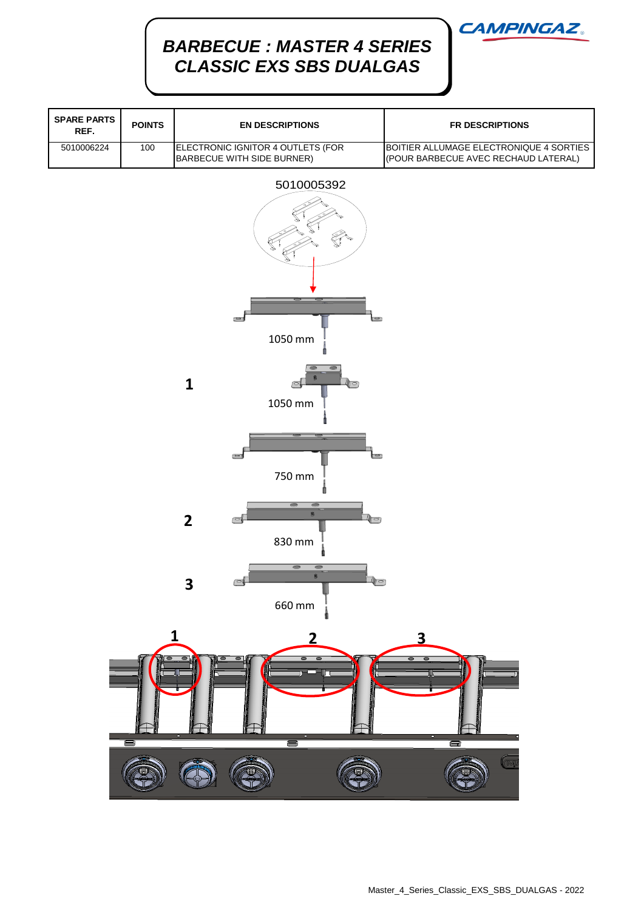# BARBECUE : MASTER 4 SERIES CLASSIC EXS SBS DUALGAS

CAMPINGAZ

| SPARE PARTS REF. | POINTS | EN DESCRIPTIONS | FR DESCRIPTIONS |
|---|---|---|---|
| 5010006224 | 100 | ELECTRONIC IGNITOR 4 OUTLETS (FOR BARBECUE WITH SIDE BURNER) | BOITIER ALLUMAGE ELECTRONIQUE 4 SORTIES (POUR BARBECUE AVEC RECHAUD LATERAL) |

5010005392

1050 mm

1

1050 mm

750 mm

2

830 mm

3

660 mm

1

2

3